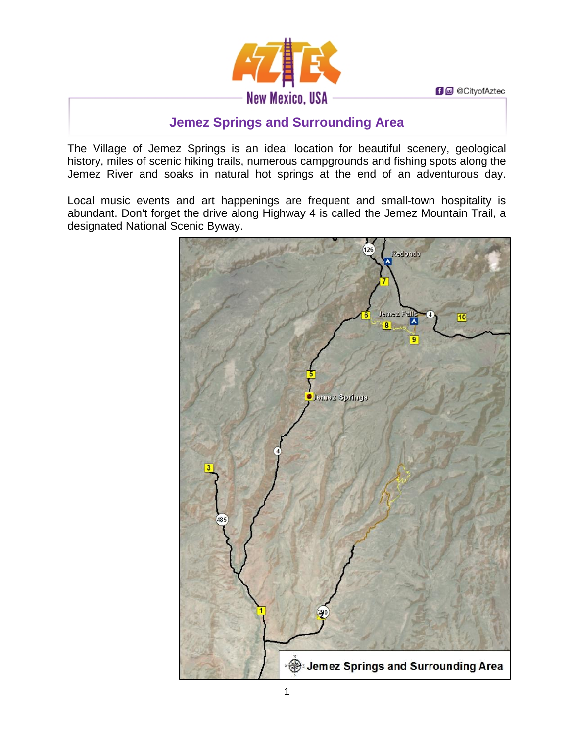# Jemez Springs and Surrounding Area

The Village of Jemez Springs is an ideal location for beautiful scenery, geological history, miles of scenic hiking trails, numerous campgrounds and fishing spots along the Jemez River and soaks in natural hot springs at the end of an adventurous day.

Local music events and art happenings are frequent and small-town hospitality is abundant. Don't forget the drive along Highway 4 is called the Jemez Mountain Trail, a designated National Scenic Byway.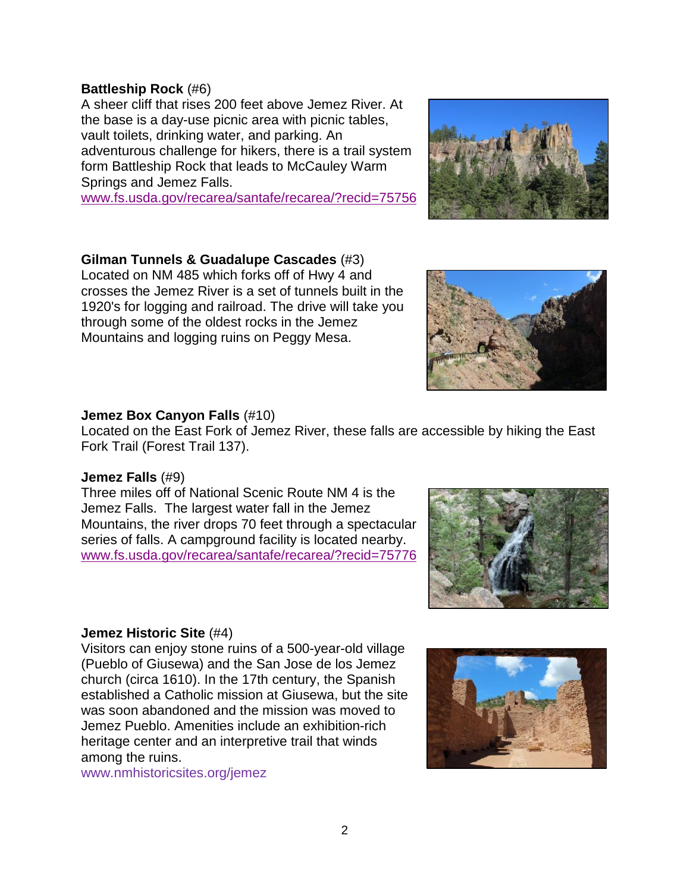**Battleship Rock** (#6)
A sheer cliff that rises 200 feet above Jemez River. At the base is a day-use picnic area with picnic tables, vault toilets, drinking water, and parking. An adventurous challenge for hikers, there is a trail system form Battleship Rock that leads to McCauley Warm Springs and Jemez Falls.
www.fs.usda.gov/recarea/santafe/recarea/?recid=75756

**Gilman Tunnels & Guadalupe Cascades** (#3)
Located on NM 485 which forks off of Hwy 4 and crosses the Jemez River is a set of tunnels built in the 1920's for logging and railroad. The drive will take you through some of the oldest rocks in the Jemez Mountains and logging ruins on Peggy Mesa.

**Jemez Box Canyon Falls** (#10)
Located on the East Fork of Jemez River, these falls are accessible by hiking the East Fork Trail (Forest Trail 137).

**Jemez Falls** (#9)
Three miles off of National Scenic Route NM 4 is the Jemez Falls. The largest water fall in the Jemez Mountains, the river drops 70 feet through a spectacular series of falls. A campground facility is located nearby.
www.fs.usda.gov/recarea/santafe/recarea/?recid=75776

**Jemez Historic Site** (#4)
Visitors can enjoy stone ruins of a 500-year-old village (Pueblo of Giusewa) and the San Jose de los Jemez church (circa 1610). In the 17th century, the Spanish established a Catholic mission at Giusewa, but the site was soon abandoned and the mission was moved to Jemez Pueblo. Amenities include an exhibition-rich heritage center and an interpretive trail that winds among the ruins.
www.nmhistoricsites.org/jemez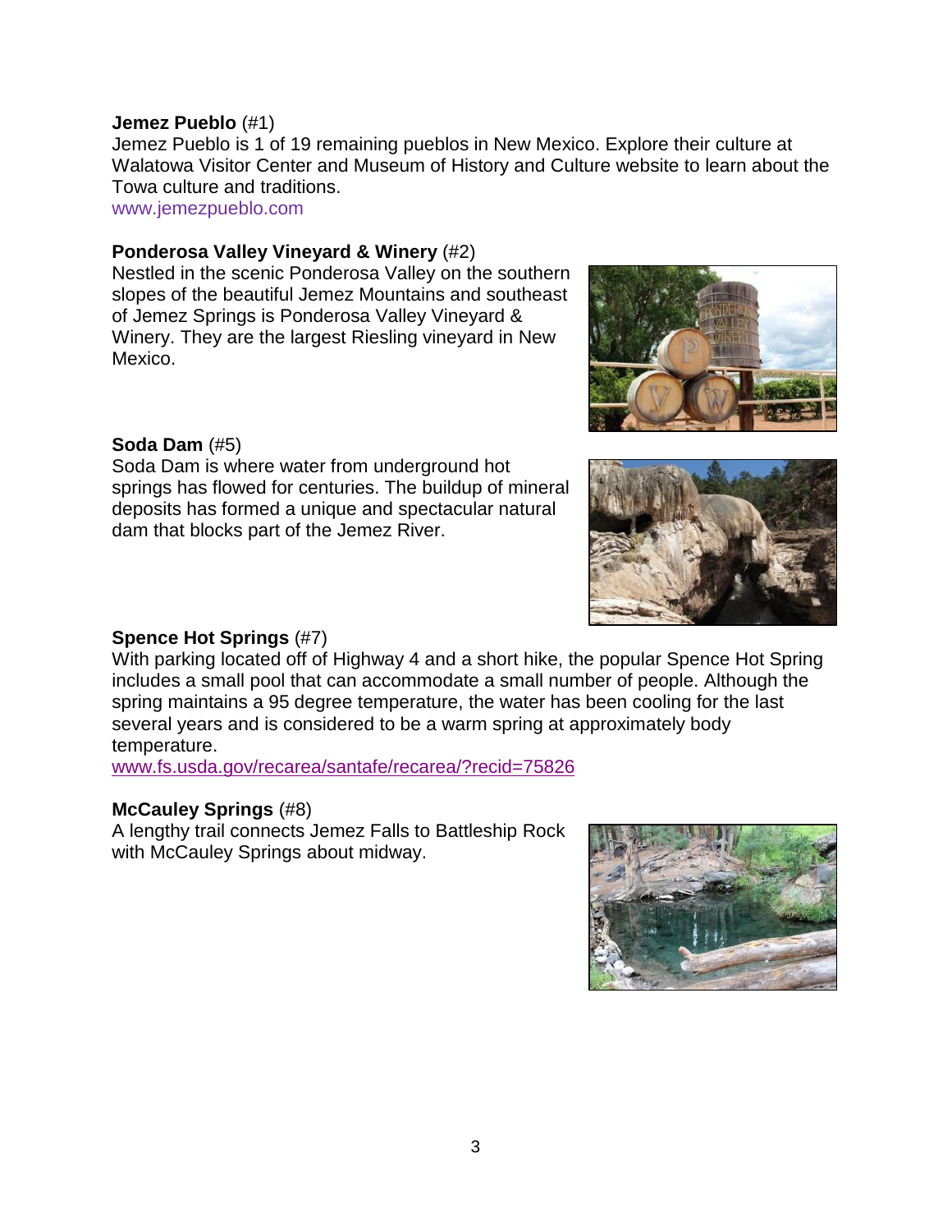**Jemez Pueblo** (#1)
Jemez Pueblo is 1 of 19 remaining pueblos in New Mexico. Explore their culture at Walatowa Visitor Center and Museum of History and Culture website to learn about the Towa culture and traditions.
www.jemezpueblo.com

**Ponderosa Valley Vineyard & Winery** (#2)
Nestled in the scenic Ponderosa Valley on the southern slopes of the beautiful Jemez Mountains and southeast of Jemez Springs is Ponderosa Valley Vineyard & Winery. They are the largest Riesling vineyard in New Mexico.

**Soda Dam** (#5)
Soda Dam is where water from underground hot springs has flowed for centuries. The buildup of mineral deposits has formed a unique and spectacular natural dam that blocks part of the Jemez River.

**Spence Hot Springs** (#7)
With parking located off of Highway 4 and a short hike, the popular Spence Hot Spring includes a small pool that can accommodate a small number of people. Although the spring maintains a 95 degree temperature, the water has been cooling for the last several years and is considered to be a warm spring at approximately body temperature.
www.fs.usda.gov/recarea/santafe/recarea/?recid=75826

**McCauley Springs** (#8)
A lengthy trail connects Jemez Falls to Battleship Rock with McCauley Springs about midway.